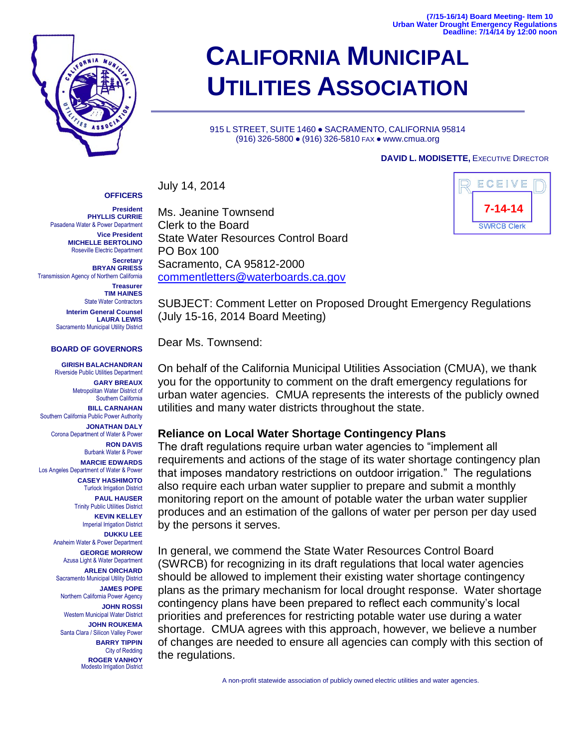(7/15-16/14) Board Meeting- Item 10
Urban Water Drought Emergency Regulations
Deadline: 7/14/14 by 12:00 noon

# CALIFORNIA MUNICIPAL UTILITIES ASSOCIATION

915 L STREET, SUITE 1460 ● SACRAMENTO, CALIFORNIA 95814
(916) 326-5800 ● (916) 326-5810 FAX ● www.cmua.org

**DAVID L. MODISETTE,** EXECUTIVE DIRECTOR

**OFFICERS**

**President**
**PHYLLIS CURRIE**
Pasadena Water & Power Department

**Vice President**
**MICHELLE BERTOLINO**
Roseville Electric Department

**Secretary**
**BRYAN GRIESS**
Transmission Agency of Northern California

**Treasurer**
**TIM HAINES**
State Water Contractors

**Interim General Counsel**
**LAURA LEWIS**
Sacramento Municipal Utility District

**BOARD OF GOVERNORS**

**GIRISH BALACHANDRAN**
Riverside Public Utilities Department

**GARY BREAUX**
Metropolitan Water District of Southern California

**BILL CARNAHAN**
Southern California Public Power Authority

**JONATHAN DALY**
Corona Department of Water & Power

**RON DAVIS**
Burbank Water & Power

**MARCIE EDWARDS**
Los Angeles Department of Water & Power

**CASEY HASHIMOTO**
Turlock Irrigation District

**PAUL HAUSER**
Trinity Public Utilities District

**KEVIN KELLEY**
Imperial Irrigation District

**DUKKU LEE**
Anaheim Water & Power Department

**GEORGE MORROW**
Azusa Light & Water Department

**ARLEN ORCHARD**
Sacramento Municipal Utility District

**JAMES POPE**
Northern California Power Agency

**JOHN ROSSI**
Western Municipal Water District

**JOHN ROUKEMA**
Santa Clara / Silicon Valley Power

**BARRY TIPPIN**
City of Redding

**ROGER VANHOY**
Modesto Irrigation District

RECEIVED
7-14-14
SWRCB Clerk

July 14, 2014

Ms. Jeanine Townsend
Clerk to the Board
State Water Resources Control Board
PO Box 100
Sacramento, CA 95812-2000
commentletters@waterboards.ca.gov

SUBJECT: Comment Letter on Proposed Drought Emergency Regulations (July 15-16, 2014 Board Meeting)

Dear Ms. Townsend:

On behalf of the California Municipal Utilities Association (CMUA), we thank you for the opportunity to comment on the draft emergency regulations for urban water agencies. CMUA represents the interests of the publicly owned utilities and many water districts throughout the state.

**Reliance on Local Water Shortage Contingency Plans**

The draft regulations require urban water agencies to "implement all requirements and actions of the stage of its water shortage contingency plan that imposes mandatory restrictions on outdoor irrigation." The regulations also require each urban water supplier to prepare and submit a monthly monitoring report on the amount of potable water the urban water supplier produces and an estimation of the gallons of water per person per day used by the persons it serves.

In general, we commend the State Water Resources Control Board (SWRCB) for recognizing in its draft regulations that local water agencies should be allowed to implement their existing water shortage contingency plans as the primary mechanism for local drought response. Water shortage contingency plans have been prepared to reflect each community's local priorities and preferences for restricting potable water use during a water shortage. CMUA agrees with this approach, however, we believe a number of changes are needed to ensure all agencies can comply with this section of the regulations.

A non-profit statewide association of publicly owned electric utilities and water agencies.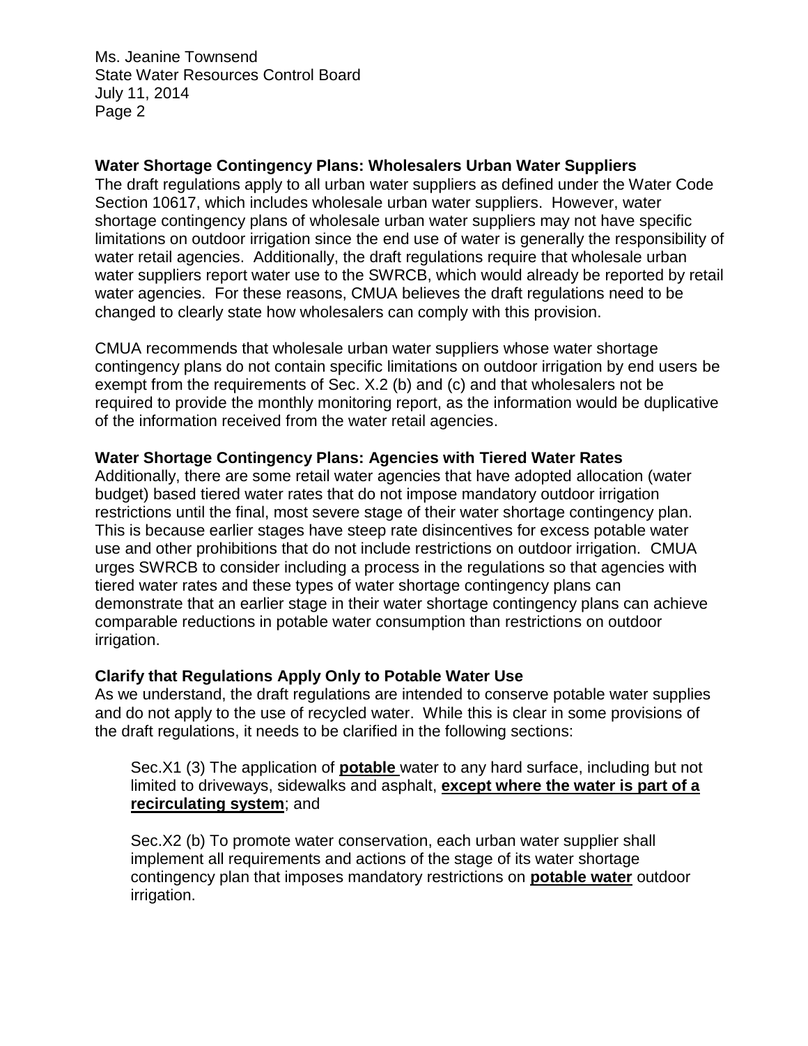Ms. Jeanine Townsend
State Water Resources Control Board
July 11, 2014

**Water Shortage Contingency Plans: Wholesalers Urban Water Suppliers**

The draft regulations apply to all urban water suppliers as defined under the Water Code Section 10617, which includes wholesale urban water suppliers. However, water shortage contingency plans of wholesale urban water suppliers may not have specific limitations on outdoor irrigation since the end use of water is generally the responsibility of water retail agencies. Additionally, the draft regulations require that wholesale urban water suppliers report water use to the SWRCB, which would already be reported by retail water agencies. For these reasons, CMUA believes the draft regulations need to be changed to clearly state how wholesalers can comply with this provision.

CMUA recommends that wholesale urban water suppliers whose water shortage contingency plans do not contain specific limitations on outdoor irrigation by end users be exempt from the requirements of Sec. X.2 (b) and (c) and that wholesalers not be required to provide the monthly monitoring report, as the information would be duplicative of the information received from the water retail agencies.

**Water Shortage Contingency Plans: Agencies with Tiered Water Rates**

Additionally, there are some retail water agencies that have adopted allocation (water budget) based tiered water rates that do not impose mandatory outdoor irrigation restrictions until the final, most severe stage of their water shortage contingency plan. This is because earlier stages have steep rate disincentives for excess potable water use and other prohibitions that do not include restrictions on outdoor irrigation. CMUA urges SWRCB to consider including a process in the regulations so that agencies with tiered water rates and these types of water shortage contingency plans can demonstrate that an earlier stage in their water shortage contingency plans can achieve comparable reductions in potable water consumption than restrictions on outdoor irrigation.

**Clarify that Regulations Apply Only to Potable Water Use**

As we understand, the draft regulations are intended to conserve potable water supplies and do not apply to the use of recycled water. While this is clear in some provisions of the draft regulations, it needs to be clarified in the following sections:

> Sec.X1 (3) The application of **potable** water to any hard surface, including but not limited to driveways, sidewalks and asphalt, **except where the water is part of a recirculating system**; and
>
> Sec.X2 (b) To promote water conservation, each urban water supplier shall implement all requirements and actions of the stage of its water shortage contingency plan that imposes mandatory restrictions on **potable water** outdoor irrigation.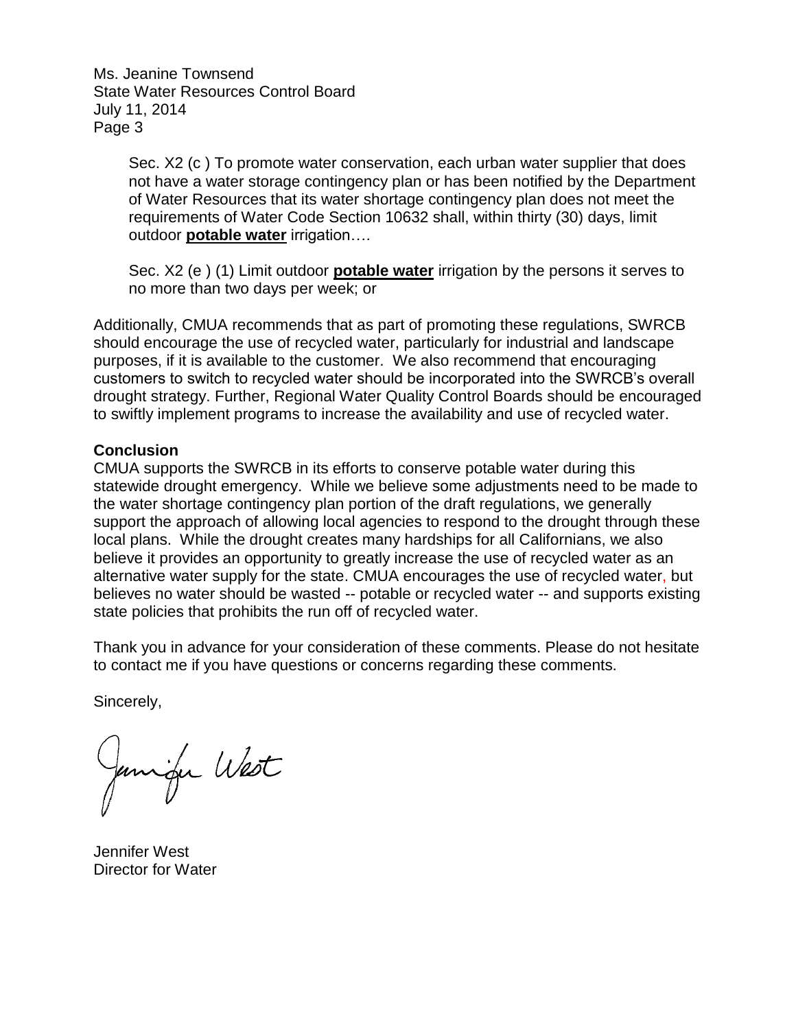Sec. X2 (c ) To promote water conservation, each urban water supplier that does not have a water storage contingency plan or has been notified by the Department of Water Resources that its water shortage contingency plan does not meet the requirements of Water Code Section 10632 shall, within thirty (30) days, limit outdoor **potable water** irrigation….

Sec. X2 (e ) (1) Limit outdoor **potable water** irrigation by the persons it serves to no more than two days per week; or

Additionally, CMUA recommends that as part of promoting these regulations, SWRCB should encourage the use of recycled water, particularly for industrial and landscape purposes, if it is available to the customer. We also recommend that encouraging customers to switch to recycled water should be incorporated into the SWRCB's overall drought strategy. Further, Regional Water Quality Control Boards should be encouraged to swiftly implement programs to increase the availability and use of recycled water.

**Conclusion**

CMUA supports the SWRCB in its efforts to conserve potable water during this statewide drought emergency. While we believe some adjustments need to be made to the water shortage contingency plan portion of the draft regulations, we generally support the approach of allowing local agencies to respond to the drought through these local plans. While the drought creates many hardships for all Californians, we also believe it provides an opportunity to greatly increase the use of recycled water as an alternative water supply for the state. CMUA encourages the use of recycled water, but believes no water should be wasted -- potable or recycled water -- and supports existing state policies that prohibits the run off of recycled water.

Thank you in advance for your consideration of these comments. Please do not hesitate to contact me if you have questions or concerns regarding these comments.

Sincerely,

Jennifer West

Jennifer West
Director for Water